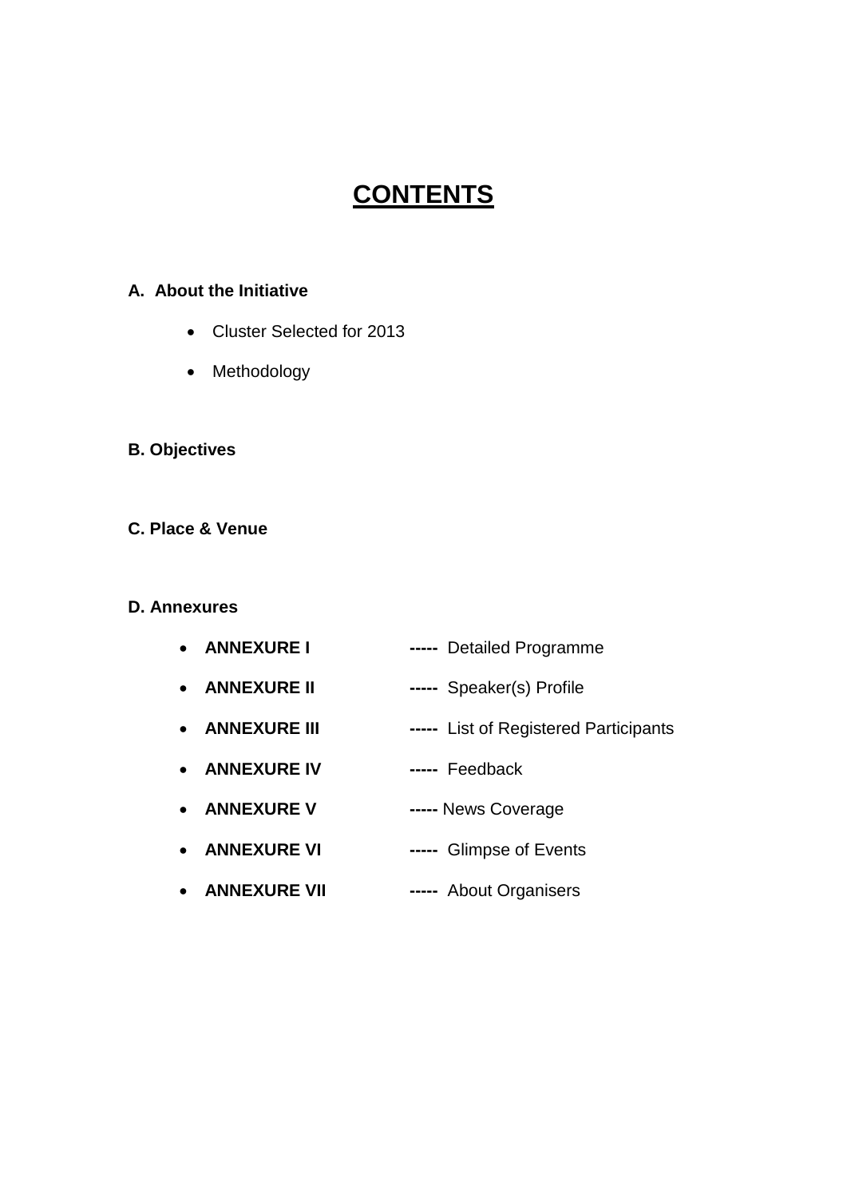# CONTENTS

**A. About the Initiative**

- Cluster Selected for 2013
- Methodology

**B. Objectives**

**C. Place & Venue**

**D. Annexures**

- **ANNEXURE I** **-----** Detailed Programme
- **ANNEXURE II** **-----** Speaker(s) Profile
- **ANNEXURE III** **-----** List of Registered Participants
- **ANNEXURE IV** **-----** Feedback
- **ANNEXURE V** **-----** News Coverage
- **ANNEXURE VI** **-----** Glimpse of Events
- **ANNEXURE VII** **-----** About Organisers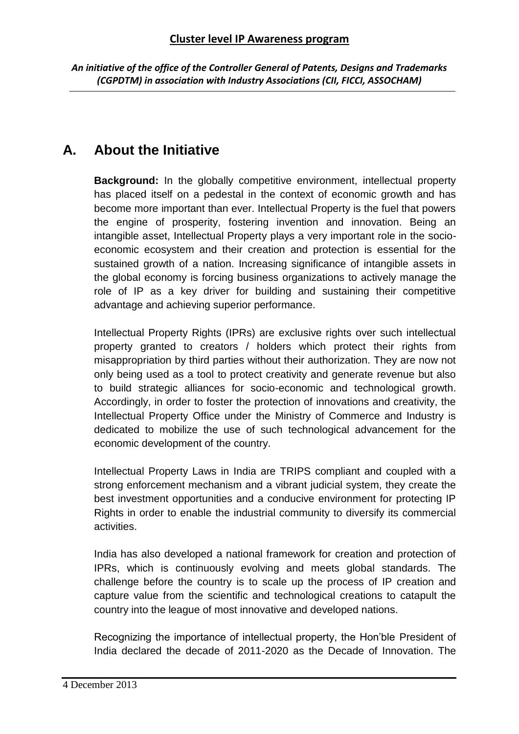**Cluster level IP Awareness program**

*An initiative of the office of the Controller General of Patents, Designs and Trademarks (CGPDTM) in association with Industry Associations (CII, FICCI, ASSOCHAM)*

## A. About the Initiative

**Background:** In the globally competitive environment, intellectual property has placed itself on a pedestal in the context of economic growth and has become more important than ever. Intellectual Property is the fuel that powers the engine of prosperity, fostering invention and innovation. Being an intangible asset, Intellectual Property plays a very important role in the socio-economic ecosystem and their creation and protection is essential for the sustained growth of a nation. Increasing significance of intangible assets in the global economy is forcing business organizations to actively manage the role of IP as a key driver for building and sustaining their competitive advantage and achieving superior performance.

Intellectual Property Rights (IPRs) are exclusive rights over such intellectual property granted to creators / holders which protect their rights from misappropriation by third parties without their authorization. They are now not only being used as a tool to protect creativity and generate revenue but also to build strategic alliances for socio-economic and technological growth. Accordingly, in order to foster the protection of innovations and creativity, the Intellectual Property Office under the Ministry of Commerce and Industry is dedicated to mobilize the use of such technological advancement for the economic development of the country.

Intellectual Property Laws in India are TRIPS compliant and coupled with a strong enforcement mechanism and a vibrant judicial system, they create the best investment opportunities and a conducive environment for protecting IP Rights in order to enable the industrial community to diversify its commercial activities.

India has also developed a national framework for creation and protection of IPRs, which is continuously evolving and meets global standards. The challenge before the country is to scale up the process of IP creation and capture value from the scientific and technological creations to catapult the country into the league of most innovative and developed nations.

Recognizing the importance of intellectual property, the Hon'ble President of India declared the decade of 2011-2020 as the Decade of Innovation. The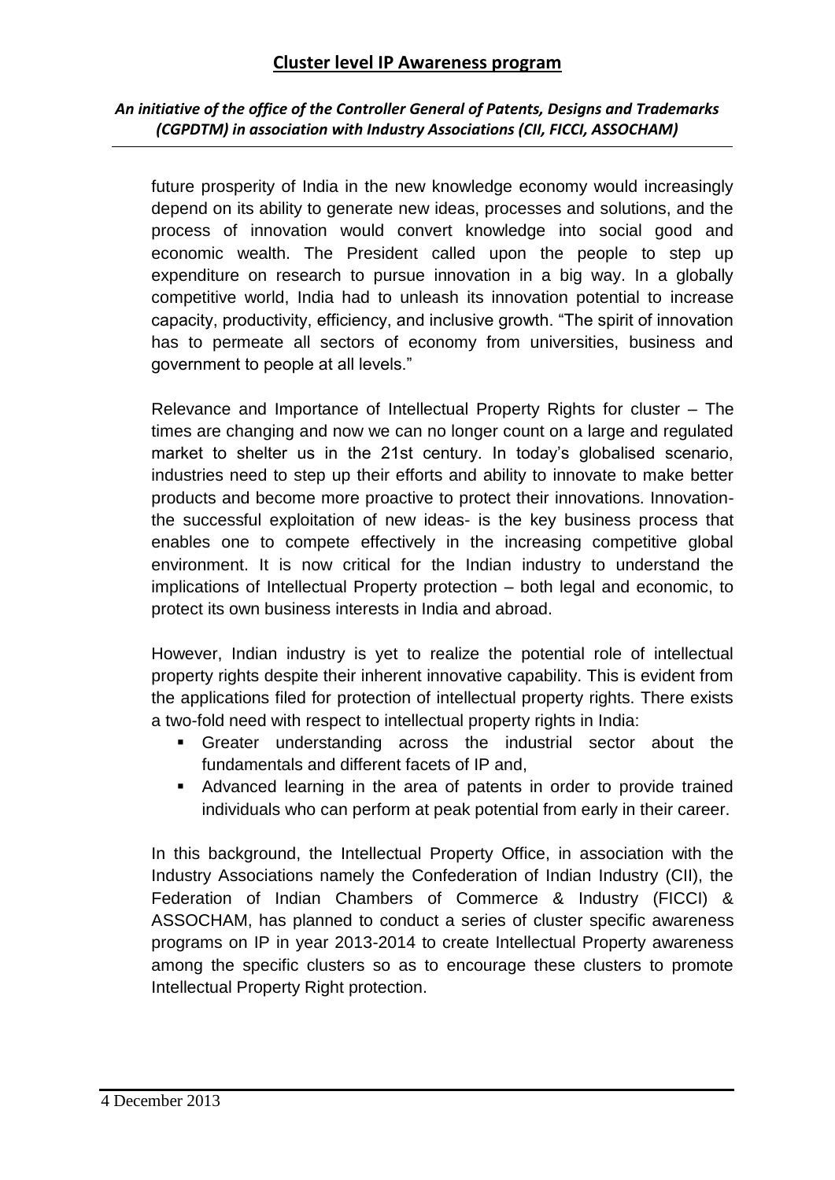future prosperity of India in the new knowledge economy would increasingly depend on its ability to generate new ideas, processes and solutions, and the process of innovation would convert knowledge into social good and economic wealth. The President called upon the people to step up expenditure on research to pursue innovation in a big way. In a globally competitive world, India had to unleash its innovation potential to increase capacity, productivity, efficiency, and inclusive growth. “The spirit of innovation has to permeate all sectors of economy from universities, business and government to people at all levels.”

Relevance and Importance of Intellectual Property Rights for cluster – The times are changing and now we can no longer count on a large and regulated market to shelter us in the 21st century. In today’s globalised scenario, industries need to step up their efforts and ability to innovate to make better products and become more proactive to protect their innovations. Innovation- the successful exploitation of new ideas- is the key business process that enables one to compete effectively in the increasing competitive global environment. It is now critical for the Indian industry to understand the implications of Intellectual Property protection – both legal and economic, to protect its own business interests in India and abroad.

However, Indian industry is yet to realize the potential role of intellectual property rights despite their inherent innovative capability. This is evident from the applications filed for protection of intellectual property rights. There exists a two-fold need with respect to intellectual property rights in India:

- Greater understanding across the industrial sector about the fundamentals and different facets of IP and,
- Advanced learning in the area of patents in order to provide trained individuals who can perform at peak potential from early in their career.

In this background, the Intellectual Property Office, in association with the Industry Associations namely the Confederation of Indian Industry (CII), the Federation of Indian Chambers of Commerce & Industry (FICCI) & ASSOCHAM, has planned to conduct a series of cluster specific awareness programs on IP in year 2013-2014 to create Intellectual Property awareness among the specific clusters so as to encourage these clusters to promote Intellectual Property Right protection.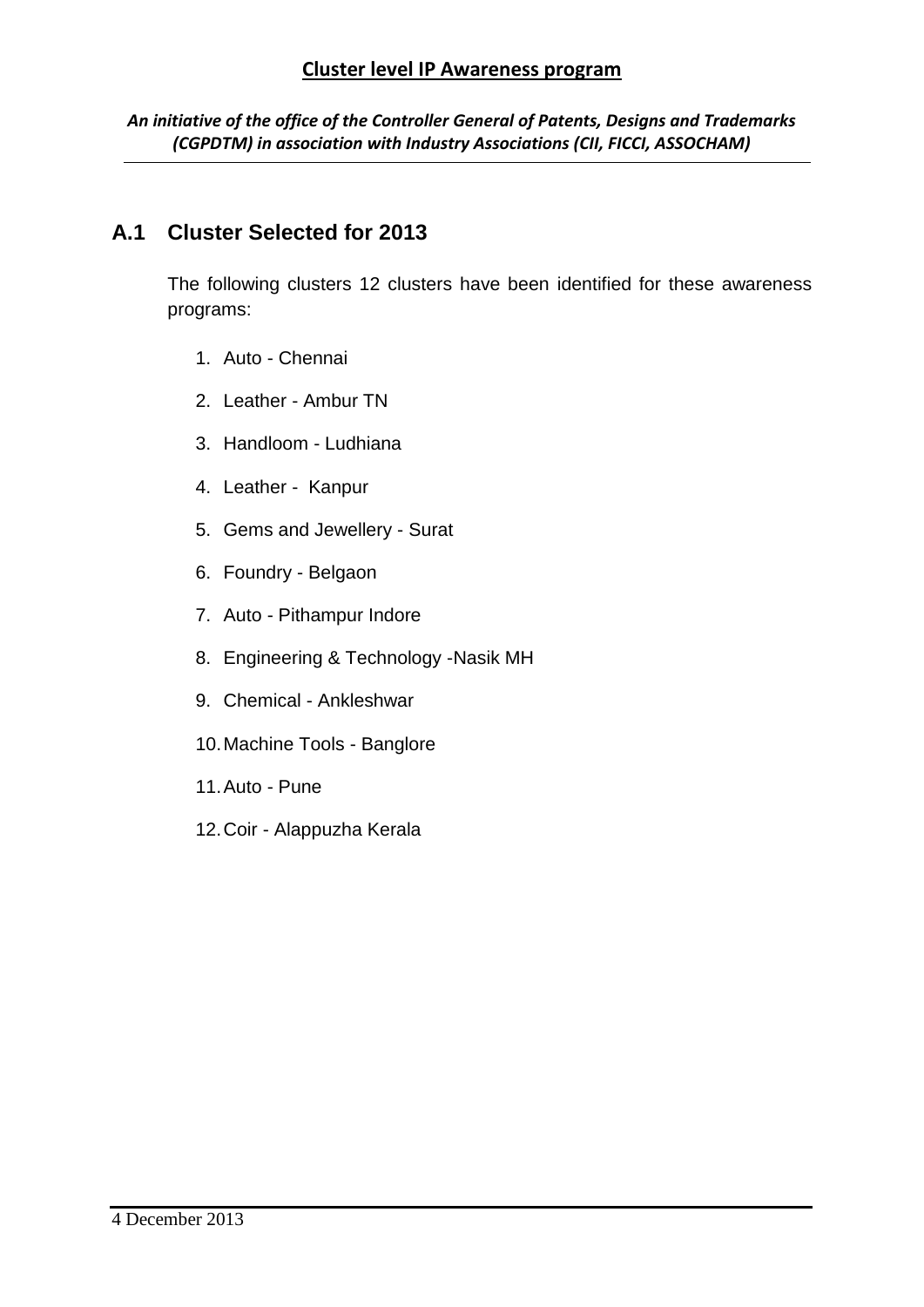## A.1 Cluster Selected for 2013

The following clusters 12 clusters have been identified for these awareness programs:

1. Auto - Chennai
2. Leather - Ambur TN
3. Handloom - Ludhiana
4. Leather - Kanpur
5. Gems and Jewellery - Surat
6. Foundry - Belgaon
7. Auto - Pithampur Indore
8. Engineering & Technology -Nasik MH
9. Chemical - Ankleshwar
10. Machine Tools - Banglore
11. Auto - Pune
12. Coir - Alappuzha Kerala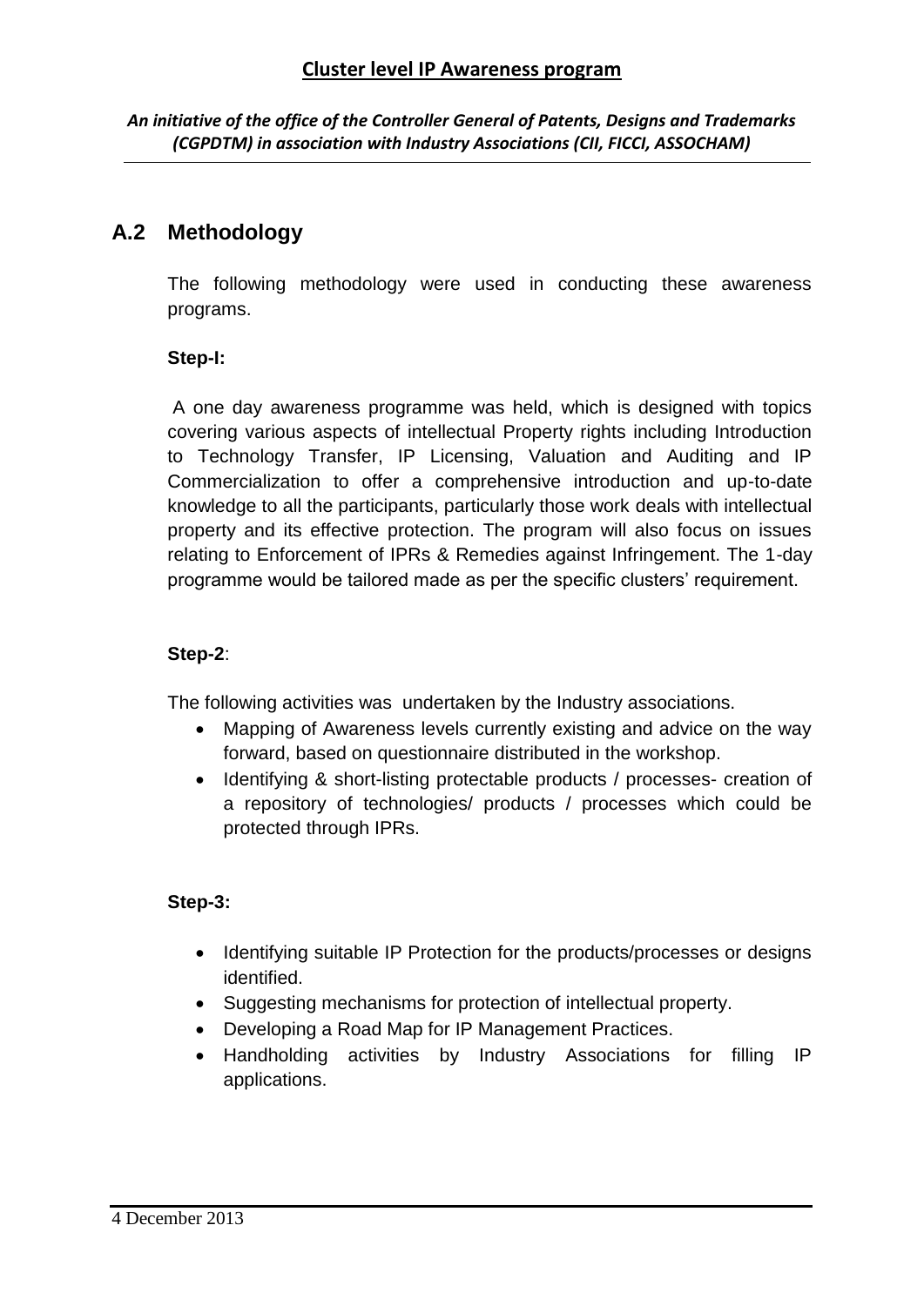## A.2 Methodology

The following methodology were used in conducting these awareness programs.

**Step-I:**

A one day awareness programme was held, which is designed with topics covering various aspects of intellectual Property rights including Introduction to Technology Transfer, IP Licensing, Valuation and Auditing and IP Commercialization to offer a comprehensive introduction and up-to-date knowledge to all the participants, particularly those work deals with intellectual property and its effective protection. The program will also focus on issues relating to Enforcement of IPRs & Remedies against Infringement. The 1-day programme would be tailored made as per the specific clusters' requirement.

**Step-2**:

The following activities was undertaken by the Industry associations.

- Mapping of Awareness levels currently existing and advice on the way forward, based on questionnaire distributed in the workshop.
- Identifying & short-listing protectable products / processes- creation of a repository of technologies/ products / processes which could be protected through IPRs.

**Step-3:**

- Identifying suitable IP Protection for the products/processes or designs identified.
- Suggesting mechanisms for protection of intellectual property.
- Developing a Road Map for IP Management Practices.
- Handholding activities by Industry Associations for filling IP applications.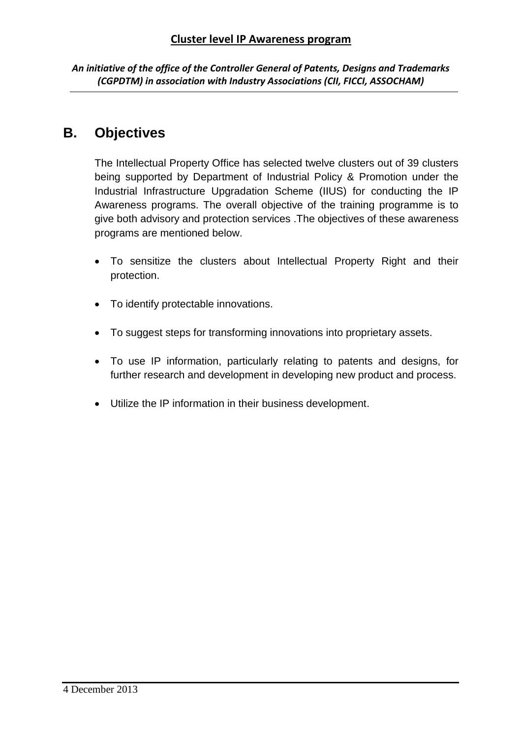## B. Objectives

The Intellectual Property Office has selected twelve clusters out of 39 clusters being supported by Department of Industrial Policy & Promotion under the Industrial Infrastructure Upgradation Scheme (IIUS) for conducting the IP Awareness programs. The overall objective of the training programme is to give both advisory and protection services .The objectives of these awareness programs are mentioned below.

- To sensitize the clusters about Intellectual Property Right and their protection.
- To identify protectable innovations.
- To suggest steps for transforming innovations into proprietary assets.
- To use IP information, particularly relating to patents and designs, for further research and development in developing new product and process.
- Utilize the IP information in their business development.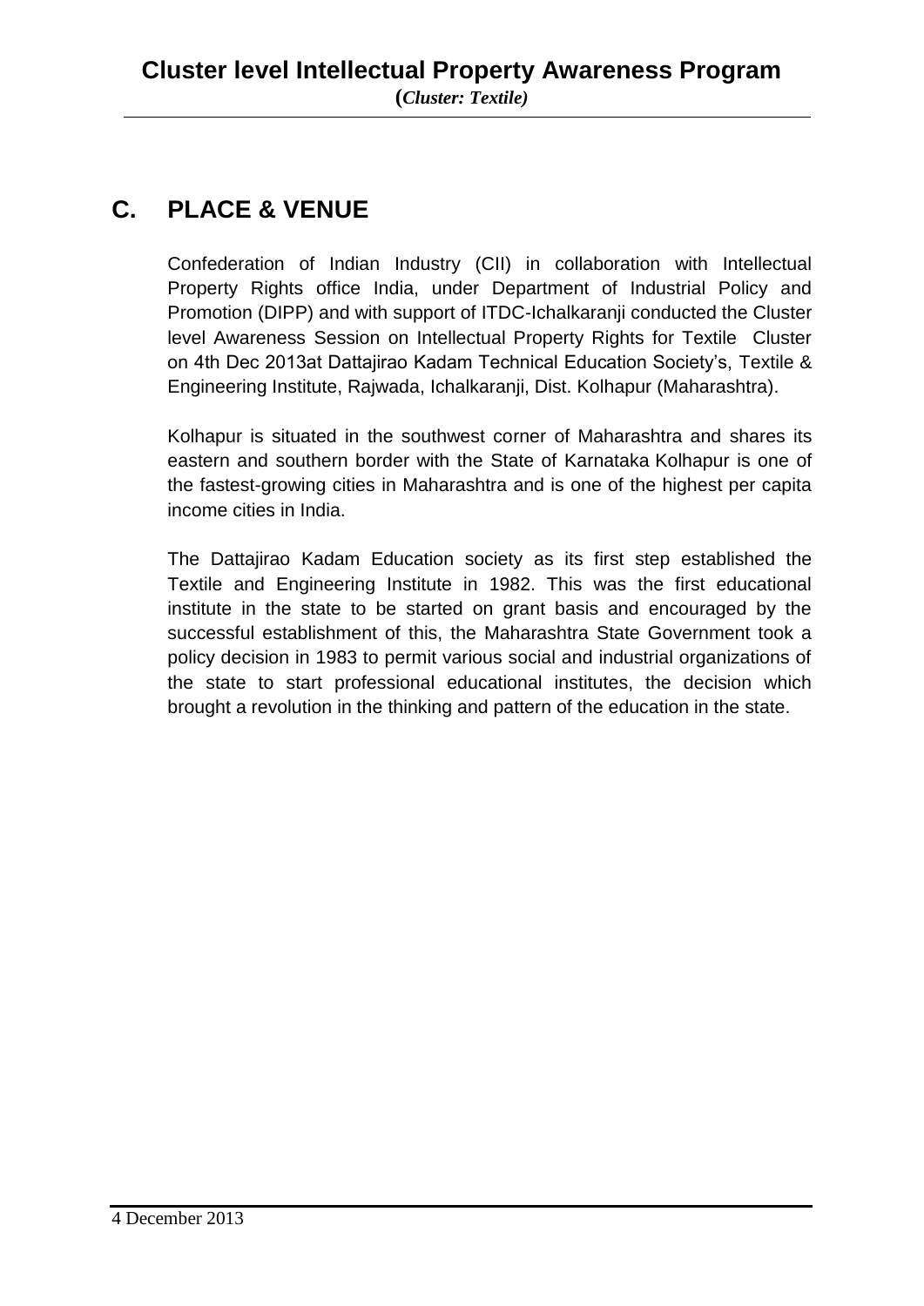## C. PLACE & VENUE

Confederation of Indian Industry (CII) in collaboration with Intellectual Property Rights office India, under Department of Industrial Policy and Promotion (DIPP) and with support of ITDC-Ichalkaranji conducted the Cluster level Awareness Session on Intellectual Property Rights for Textile Cluster on 4th Dec 2013at Dattajirao Kadam Technical Education Society's, Textile & Engineering Institute, Rajwada, Ichalkaranji, Dist. Kolhapur (Maharashtra).

Kolhapur is situated in the southwest corner of Maharashtra and shares its eastern and southern border with the State of Karnataka Kolhapur is one of the fastest-growing cities in Maharashtra and is one of the highest per capita income cities in India.

The Dattajirao Kadam Education society as its first step established the Textile and Engineering Institute in 1982. This was the first educational institute in the state to be started on grant basis and encouraged by the successful establishment of this, the Maharashtra State Government took a policy decision in 1983 to permit various social and industrial organizations of the state to start professional educational institutes, the decision which brought a revolution in the thinking and pattern of the education in the state.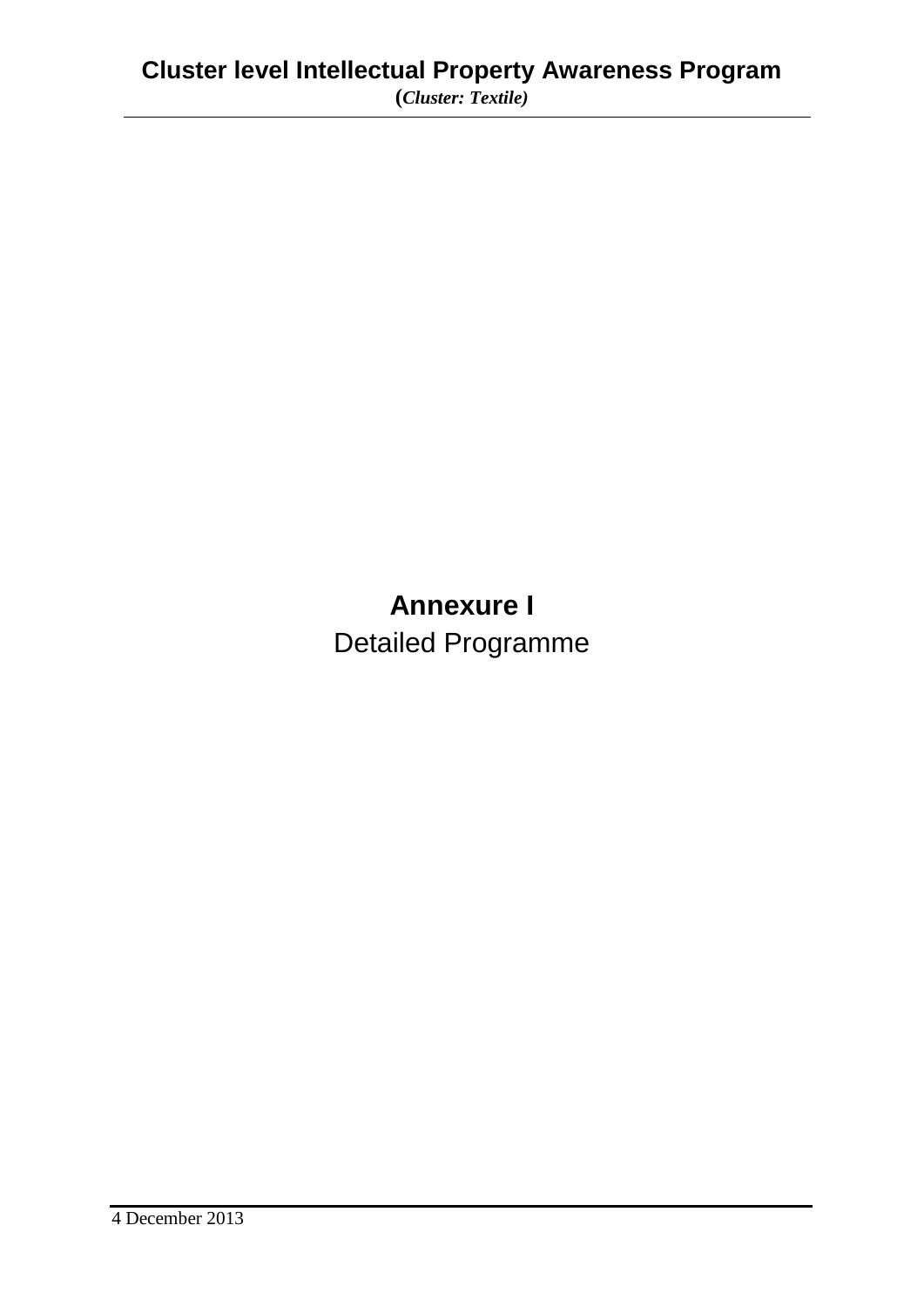# Annexure I

Detailed Programme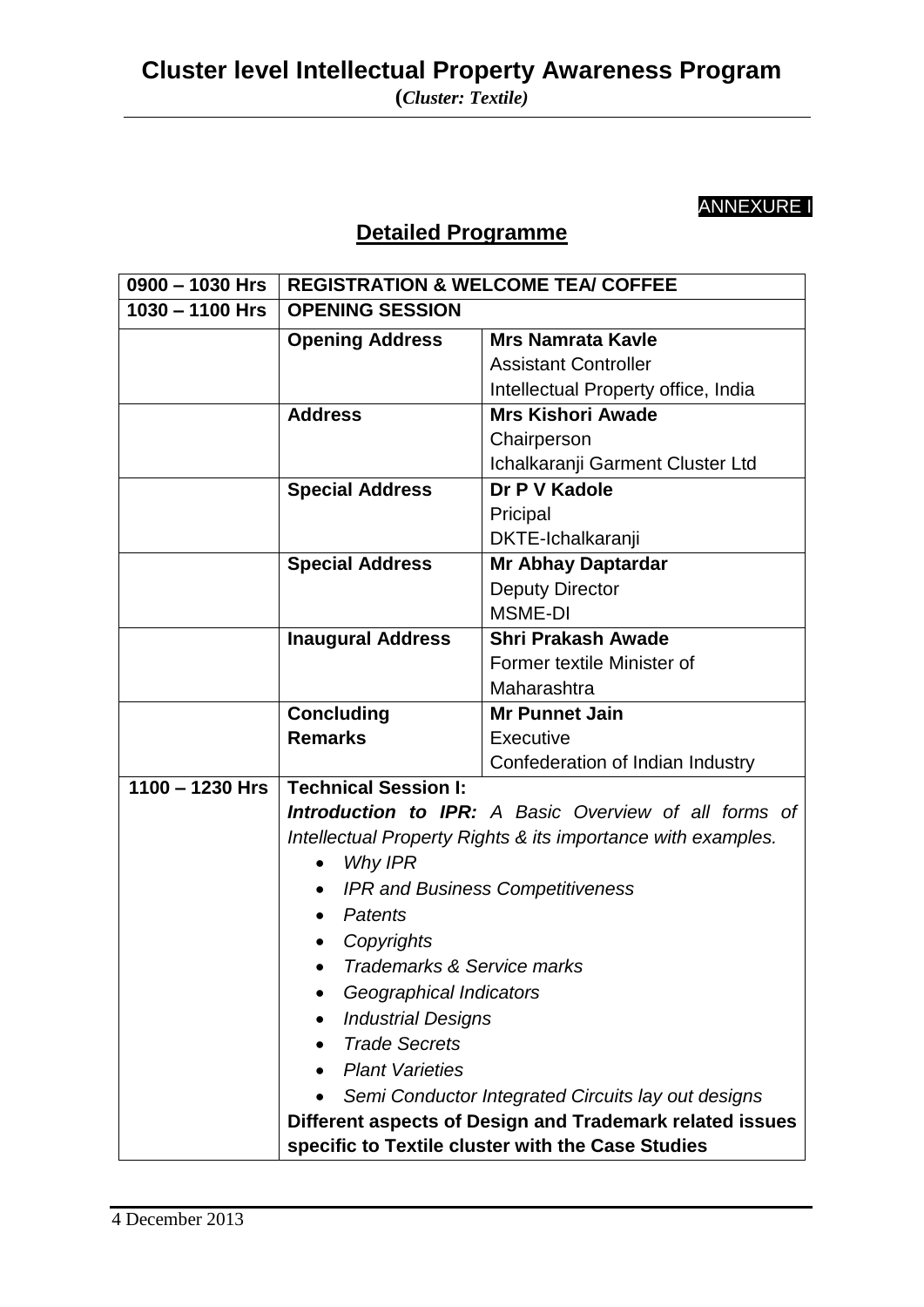ANNEXURE I

## Detailed Programme

| 0900 – 1030 Hrs | REGISTRATION & WELCOME TEA/ COFFEE | |
|---|---|---|
| 1030 – 1100 Hrs | **OPENING SESSION** | |
| | **Opening Address** | **Mrs Namrata Kavle**<br>Assistant Controller<br>Intellectual Property office, India |
| | **Address** | **Mrs Kishori Awade**<br>Chairperson<br>Ichalkaranji Garment Cluster Ltd |
| | **Special Address** | **Dr P V Kadole**<br>Pricipal<br>DKTE-Ichalkaranji |
| | **Special Address** | **Mr Abhay Daptardar**<br>Deputy Director<br>MSME-DI |
| | **Inaugural Address** | **Shri Prakash Awade**<br>Former textile Minister of Maharashtra |
| | **Concluding Remarks** | **Mr Punnet Jain**<br>Executive<br>Confederation of Indian Industry |
| 1100 – 1230 Hrs | **Technical Session I:**<br>***Introduction to IPR:*** *A Basic Overview of all forms of Intellectual Property Rights & its importance with examples.*<br>• *Why IPR*<br>• *IPR and Business Competitiveness*<br>• *Patents*<br>• *Copyrights*<br>• *Trademarks & Service marks*<br>• *Geographical Indicators*<br>• *Industrial Designs*<br>• *Trade Secrets*<br>• *Plant Varieties*<br>• *Semi Conductor Integrated Circuits lay out designs*<br>**Different aspects of Design and Trademark related issues specific to Textile cluster with the Case Studies** | |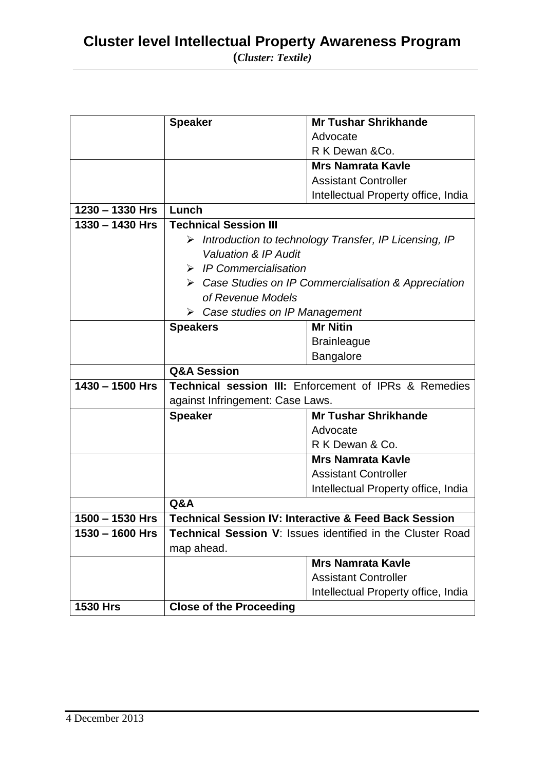# Cluster level Intellectual Property Awareness Program

**(*Cluster: Textile)***

| | | |
|---|---|---|
| | **Speaker** | **Mr Tushar Shrikhande**<br>Advocate<br>R K Dewan &Co. |
| | | **Mrs Namrata Kavle**<br>Assistant Controller<br>Intellectual Property office, India |
| **1230 – 1330 Hrs** | **Lunch** | |
| **1330 – 1430 Hrs** | **Technical Session III**<br>➢ *Introduction to technology Transfer, IP Licensing, IP Valuation & IP Audit*<br>➢ *IP Commercialisation*<br>➢ *Case Studies on IP Commercialisation & Appreciation of Revenue Models*<br>➢ *Case studies on IP Management* | |
| | **Speakers** | **Mr Nitin**<br>Brainleague<br>Bangalore |
| | **Q&A Session** | |
| **1430 – 1500 Hrs** | **Technical session III:** Enforcement of IPRs & Remedies against Infringement: Case Laws. | |
| | **Speaker** | **Mr Tushar Shrikhande**<br>Advocate<br>R K Dewan & Co. |
| | | **Mrs Namrata Kavle**<br>Assistant Controller<br>Intellectual Property office, India |
| | **Q&A** | |
| **1500 – 1530 Hrs** | **Technical Session IV: Interactive & Feed Back Session** | |
| **1530 – 1600 Hrs** | **Technical Session V**: Issues identified in the Cluster Road map ahead. | |
| | | **Mrs Namrata Kavle**<br>Assistant Controller<br>Intellectual Property office, India |
| **1530 Hrs** | **Close of the Proceeding** | |

4 December 2013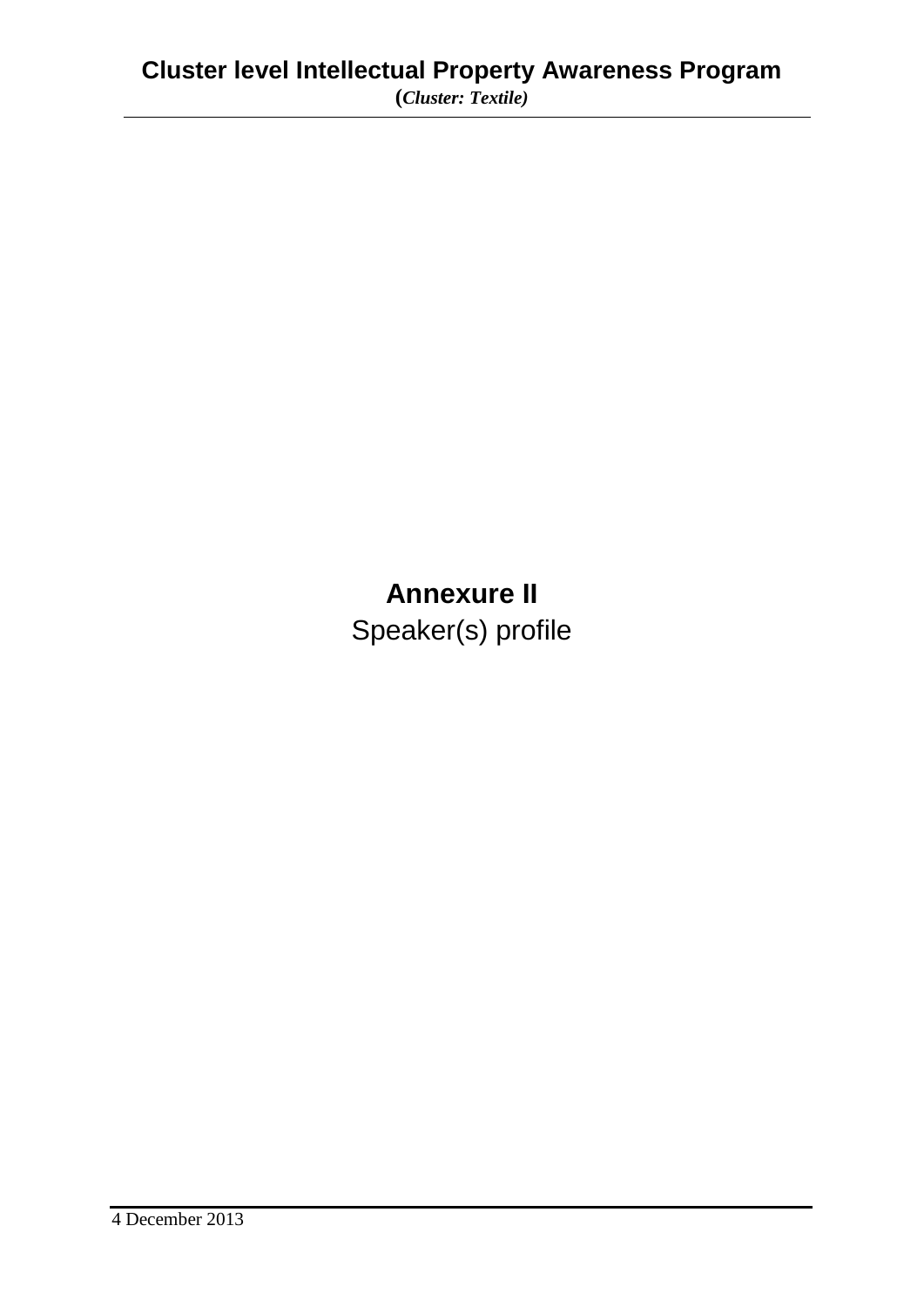# Annexure II

Speaker(s) profile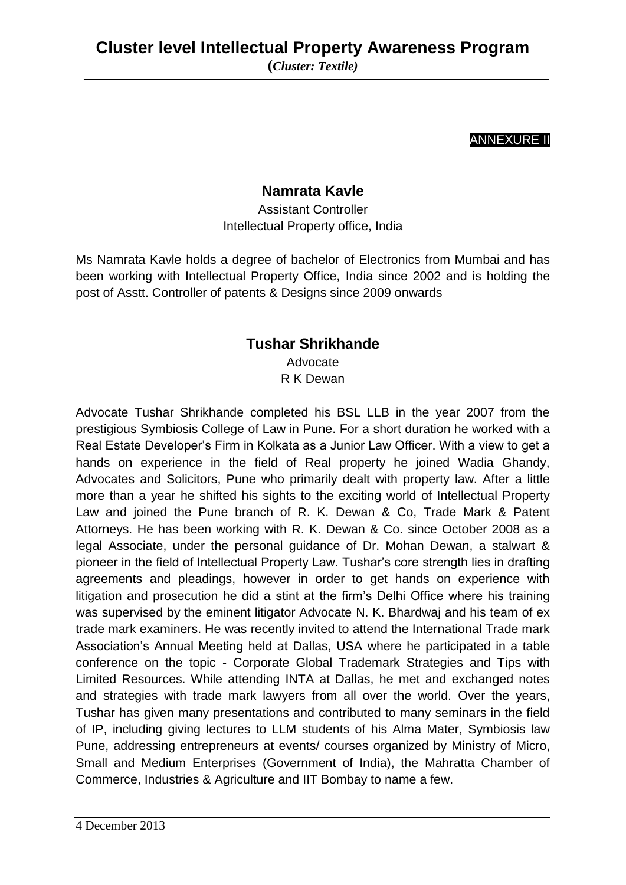ANNEXURE II

## Namrata Kavle

Assistant Controller
Intellectual Property office, India

Ms Namrata Kavle holds a degree of bachelor of Electronics from Mumbai and has been working with Intellectual Property Office, India since 2002 and is holding the post of Asstt. Controller of patents & Designs since 2009 onwards

## Tushar Shrikhande

Advocate
R K Dewan

Advocate Tushar Shrikhande completed his BSL LLB in the year 2007 from the prestigious Symbiosis College of Law in Pune. For a short duration he worked with a Real Estate Developer's Firm in Kolkata as a Junior Law Officer. With a view to get a hands on experience in the field of Real property he joined Wadia Ghandy, Advocates and Solicitors, Pune who primarily dealt with property law. After a little more than a year he shifted his sights to the exciting world of Intellectual Property Law and joined the Pune branch of R. K. Dewan & Co, Trade Mark & Patent Attorneys. He has been working with R. K. Dewan & Co. since October 2008 as a legal Associate, under the personal guidance of Dr. Mohan Dewan, a stalwart & pioneer in the field of Intellectual Property Law. Tushar's core strength lies in drafting agreements and pleadings, however in order to get hands on experience with litigation and prosecution he did a stint at the firm's Delhi Office where his training was supervised by the eminent litigator Advocate N. K. Bhardwaj and his team of ex trade mark examiners. He was recently invited to attend the International Trade mark Association's Annual Meeting held at Dallas, USA where he participated in a table conference on the topic - Corporate Global Trademark Strategies and Tips with Limited Resources. While attending INTA at Dallas, he met and exchanged notes and strategies with trade mark lawyers from all over the world. Over the years, Tushar has given many presentations and contributed to many seminars in the field of IP, including giving lectures to LLM students of his Alma Mater, Symbiosis law Pune, addressing entrepreneurs at events/ courses organized by Ministry of Micro, Small and Medium Enterprises (Government of India), the Mahratta Chamber of Commerce, Industries & Agriculture and IIT Bombay to name a few.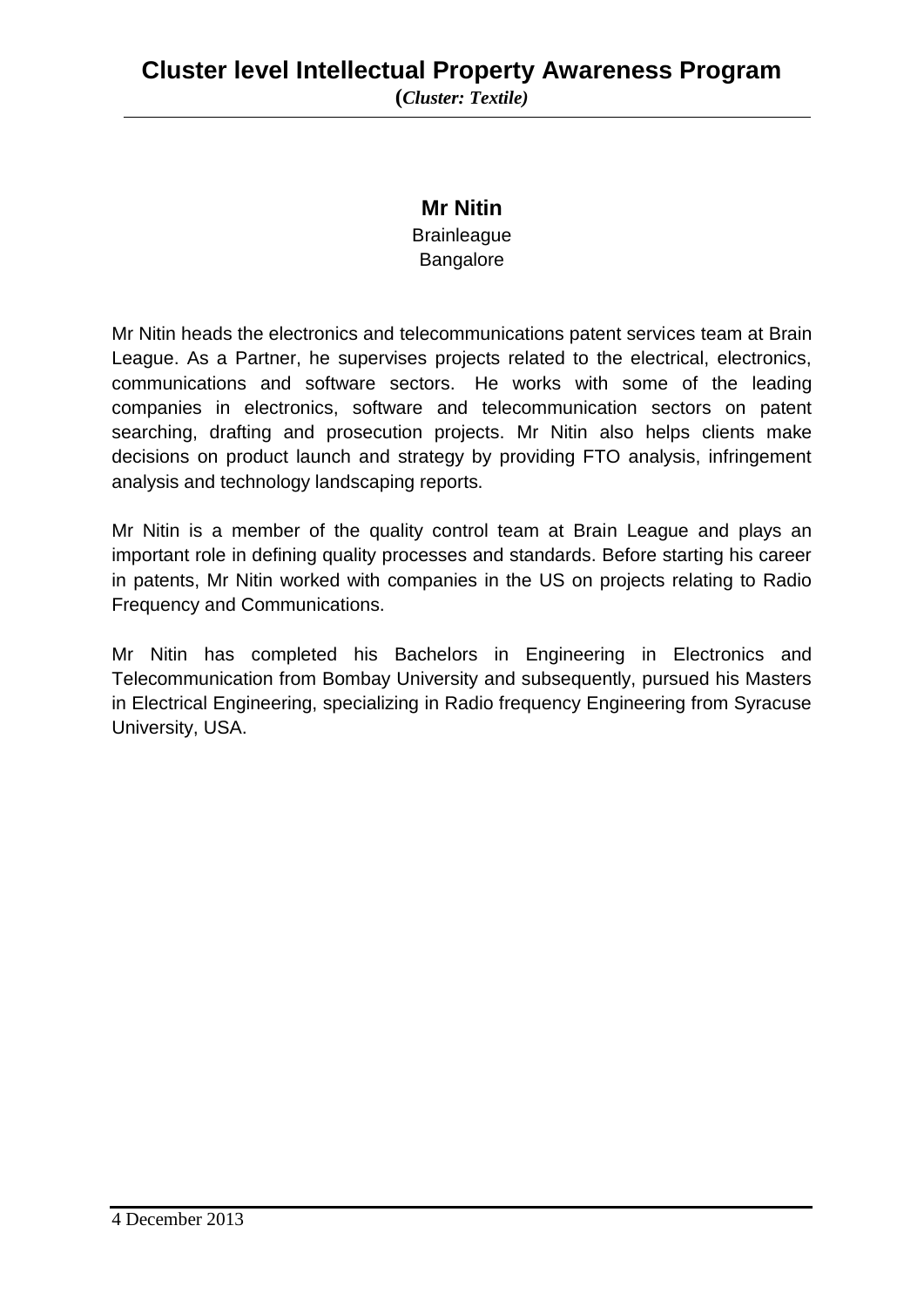## Mr Nitin

Brainleague
Bangalore

Mr Nitin heads the electronics and telecommunications patent services team at Brain League. As a Partner, he supervises projects related to the electrical, electronics, communications and software sectors. He works with some of the leading companies in electronics, software and telecommunication sectors on patent searching, drafting and prosecution projects. Mr Nitin also helps clients make decisions on product launch and strategy by providing FTO analysis, infringement analysis and technology landscaping reports.

Mr Nitin is a member of the quality control team at Brain League and plays an important role in defining quality processes and standards. Before starting his career in patents, Mr Nitin worked with companies in the US on projects relating to Radio Frequency and Communications.

Mr Nitin has completed his Bachelors in Engineering in Electronics and Telecommunication from Bombay University and subsequently, pursued his Masters in Electrical Engineering, specializing in Radio frequency Engineering from Syracuse University, USA.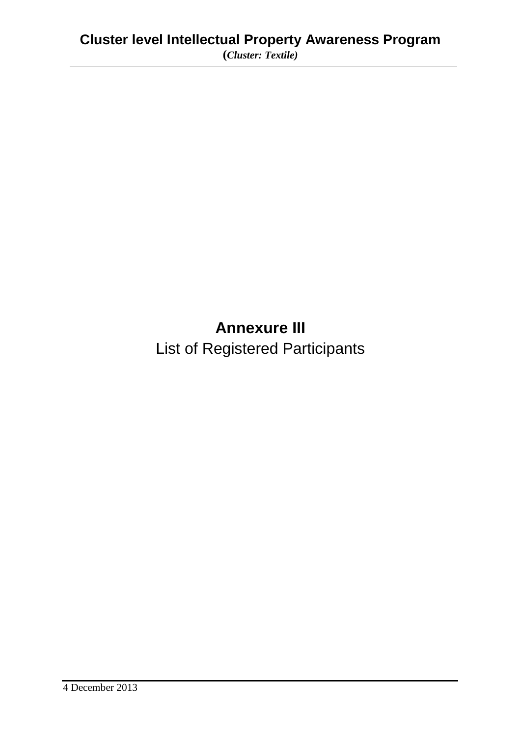# Annexure III

List of Registered Participants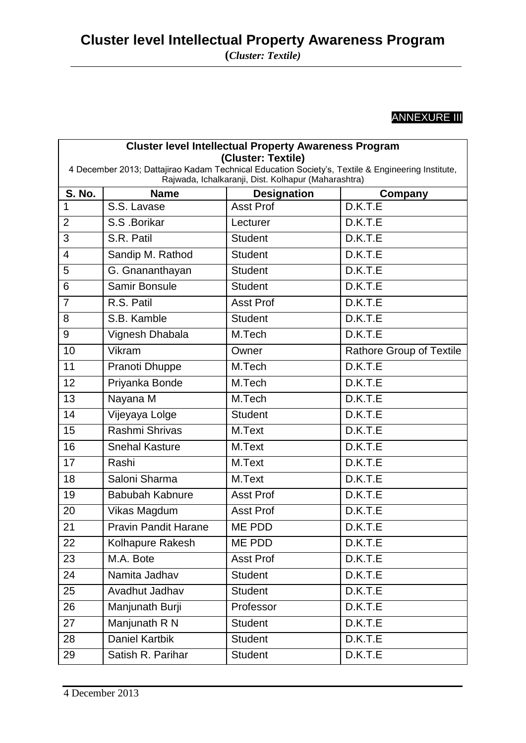ANNEXURE III

| Cluster level Intellectual Property Awareness Program (Cluster: Textile) 4 December 2013; Dattajirao Kadam Technical Education Society's, Textile & Engineering Institute, Rajwada, Ichalkaranji, Dist. Kolhapur (Maharashtra) | | | |
|---|---|---|---|
| **S. No.** | **Name** | **Designation** | **Company** |
| 1 | S.S. Lavase | Asst Prof | D.K.T.E |
| 2 | S.S .Borikar | Lecturer | D.K.T.E |
| 3 | S.R. Patil | Student | D.K.T.E |
| 4 | Sandip M. Rathod | Student | D.K.T.E |
| 5 | G. Gnananthayan | Student | D.K.T.E |
| 6 | Samir Bonsule | Student | D.K.T.E |
| 7 | R.S. Patil | Asst Prof | D.K.T.E |
| 8 | S.B. Kamble | Student | D.K.T.E |
| 9 | Vignesh Dhabala | M.Tech | D.K.T.E |
| 10 | Vikram | Owner | Rathore Group of Textile |
| 11 | Pranoti Dhuppe | M.Tech | D.K.T.E |
| 12 | Priyanka Bonde | M.Tech | D.K.T.E |
| 13 | Nayana M | M.Tech | D.K.T.E |
| 14 | Vijeyaya Lolge | Student | D.K.T.E |
| 15 | Rashmi Shrivas | M.Text | D.K.T.E |
| 16 | Snehal Kasture | M.Text | D.K.T.E |
| 17 | Rashi | M.Text | D.K.T.E |
| 18 | Saloni Sharma | M.Text | D.K.T.E |
| 19 | Babubah Kabnure | Asst Prof | D.K.T.E |
| 20 | Vikas Magdum | Asst Prof | D.K.T.E |
| 21 | Pravin Pandit Harane | ME PDD | D.K.T.E |
| 22 | Kolhapure Rakesh | ME PDD | D.K.T.E |
| 23 | M.A. Bote | Asst Prof | D.K.T.E |
| 24 | Namita Jadhav | Student | D.K.T.E |
| 25 | Avadhut Jadhav | Student | D.K.T.E |
| 26 | Manjunath Burji | Professor | D.K.T.E |
| 27 | Manjunath R N | Student | D.K.T.E |
| 28 | Daniel Kartbik | Student | D.K.T.E |
| 29 | Satish R. Parihar | Student | D.K.T.E |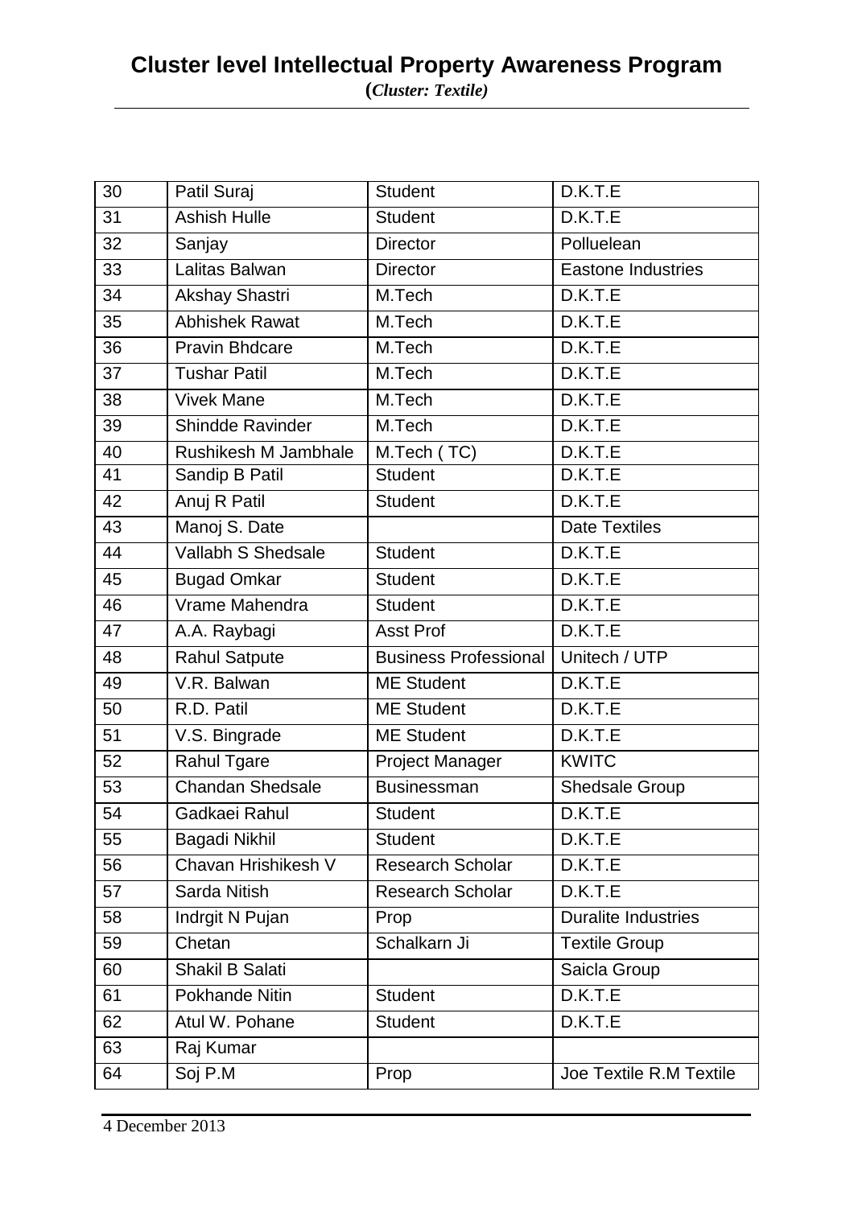# Cluster level Intellectual Property Awareness Program

**(*Cluster: Textile)***

| | | | |
|---|---|---|---|
| 30 | Patil Suraj | Student | D.K.T.E |
| 31 | Ashish Hulle | Student | D.K.T.E |
| 32 | Sanjay | Director | Polluelean |
| 33 | Lalitas Balwan | Director | Eastone Industries |
| 34 | Akshay Shastri | M.Tech | D.K.T.E |
| 35 | Abhishek Rawat | M.Tech | D.K.T.E |
| 36 | Pravin Bhdcare | M.Tech | D.K.T.E |
| 37 | Tushar Patil | M.Tech | D.K.T.E |
| 38 | Vivek Mane | M.Tech | D.K.T.E |
| 39 | Shindde Ravinder | M.Tech | D.K.T.E |
| 40 | Rushikesh M Jambhale | M.Tech ( TC) | D.K.T.E |
| 41 | Sandip B Patil | Student | D.K.T.E |
| 42 | Anuj R Patil | Student | D.K.T.E |
| 43 | Manoj S. Date | | Date Textiles |
| 44 | Vallabh S Shedsale | Student | D.K.T.E |
| 45 | Bugad Omkar | Student | D.K.T.E |
| 46 | Vrame Mahendra | Student | D.K.T.E |
| 47 | A.A. Raybagi | Asst Prof | D.K.T.E |
| 48 | Rahul Satpute | Business Professional | Unitech / UTP |
| 49 | V.R. Balwan | ME Student | D.K.T.E |
| 50 | R.D. Patil | ME Student | D.K.T.E |
| 51 | V.S. Bingrade | ME Student | D.K.T.E |
| 52 | Rahul Tgare | Project Manager | KWITC |
| 53 | Chandan Shedsale | Businessman | Shedsale Group |
| 54 | Gadkaei Rahul | Student | D.K.T.E |
| 55 | Bagadi Nikhil | Student | D.K.T.E |
| 56 | Chavan Hrishikesh V | Research Scholar | D.K.T.E |
| 57 | Sarda Nitish | Research Scholar | D.K.T.E |
| 58 | Indrgit N Pujan | Prop | Duralite Industries |
| 59 | Chetan | Schalkarn Ji | Textile Group |
| 60 | Shakil B Salati | | Saicla Group |
| 61 | Pokhande Nitin | Student | D.K.T.E |
| 62 | Atul W. Pohane | Student | D.K.T.E |
| 63 | Raj Kumar | | |
| 64 | Soj P.M | Prop | Joe Textile R.M Textile |

4 December 2013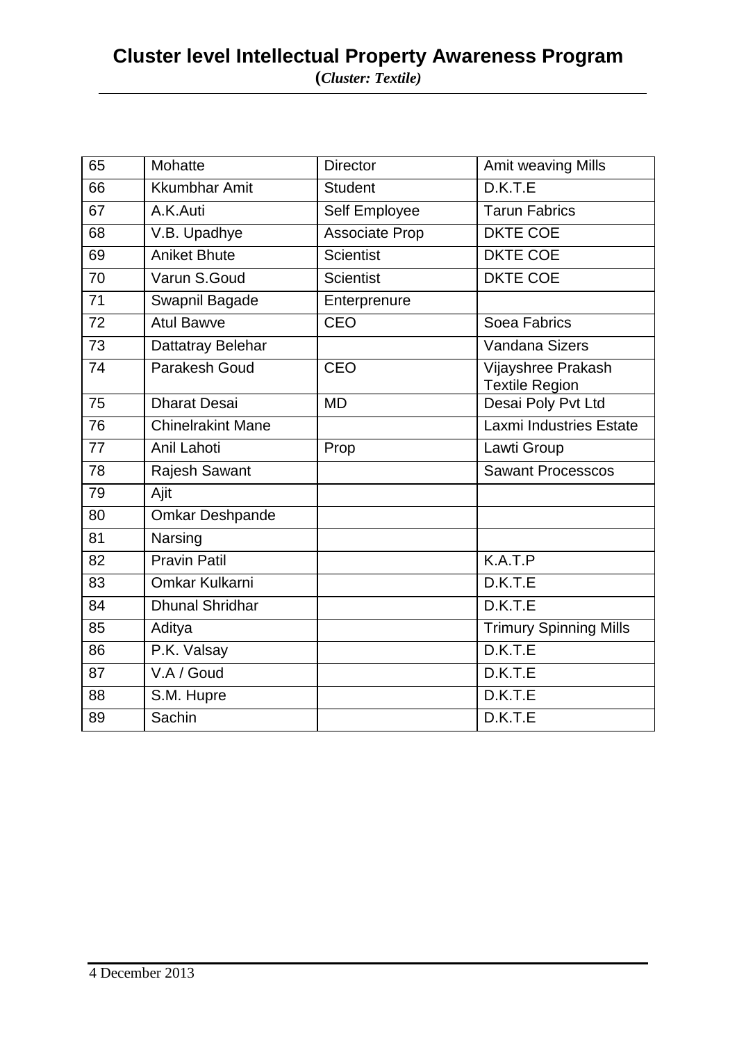# Cluster level Intellectual Property Awareness Program

**(*Cluster: Textile)***

| 65 | Mohatte | Director | Amit weaving Mills |
|---|---|---|---|
| 66 | Kkumbhar Amit | Student | D.K.T.E |
| 67 | A.K.Auti | Self Employee | Tarun Fabrics |
| 68 | V.B. Upadhye | Associate Prop | DKTE COE |
| 69 | Aniket Bhute | Scientist | DKTE COE |
| 70 | Varun S.Goud | Scientist | DKTE COE |
| 71 | Swapnil Bagade | Enterprenure | |
| 72 | Atul Bawve | CEO | Soea Fabrics |
| 73 | Dattatray Belehar | | Vandana Sizers |
| 74 | Parakesh Goud | CEO | Vijayshree Prakash Textile Region |
| 75 | Dharat Desai | MD | Desai Poly Pvt Ltd |
| 76 | Chinelrakint Mane | | Laxmi Industries Estate |
| 77 | Anil Lahoti | Prop | Lawti Group |
| 78 | Rajesh Sawant | | Sawant Processcos |
| 79 | Ajit | | |
| 80 | Omkar Deshpande | | |
| 81 | Narsing | | |
| 82 | Pravin Patil | | K.A.T.P |
| 83 | Omkar Kulkarni | | D.K.T.E |
| 84 | Dhunal Shridhar | | D.K.T.E |
| 85 | Aditya | | Trimury Spinning Mills |
| 86 | P.K. Valsay | | D.K.T.E |
| 87 | V.A / Goud | | D.K.T.E |
| 88 | S.M. Hupre | | D.K.T.E |
| 89 | Sachin | | D.K.T.E |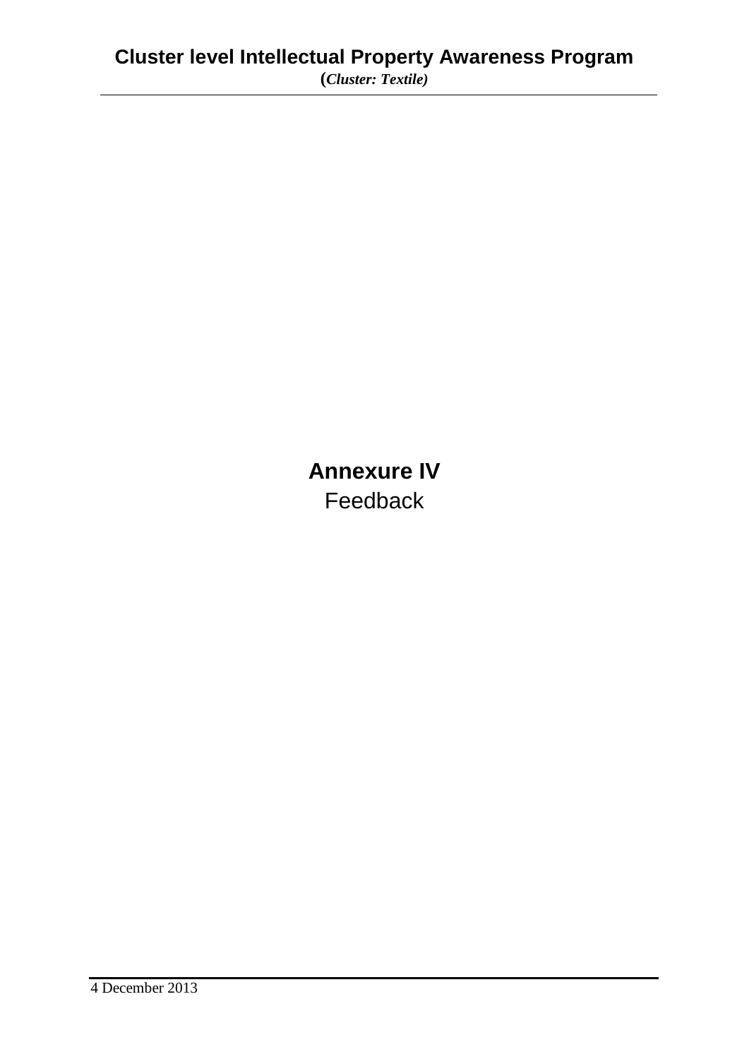# Annexure IV

Feedback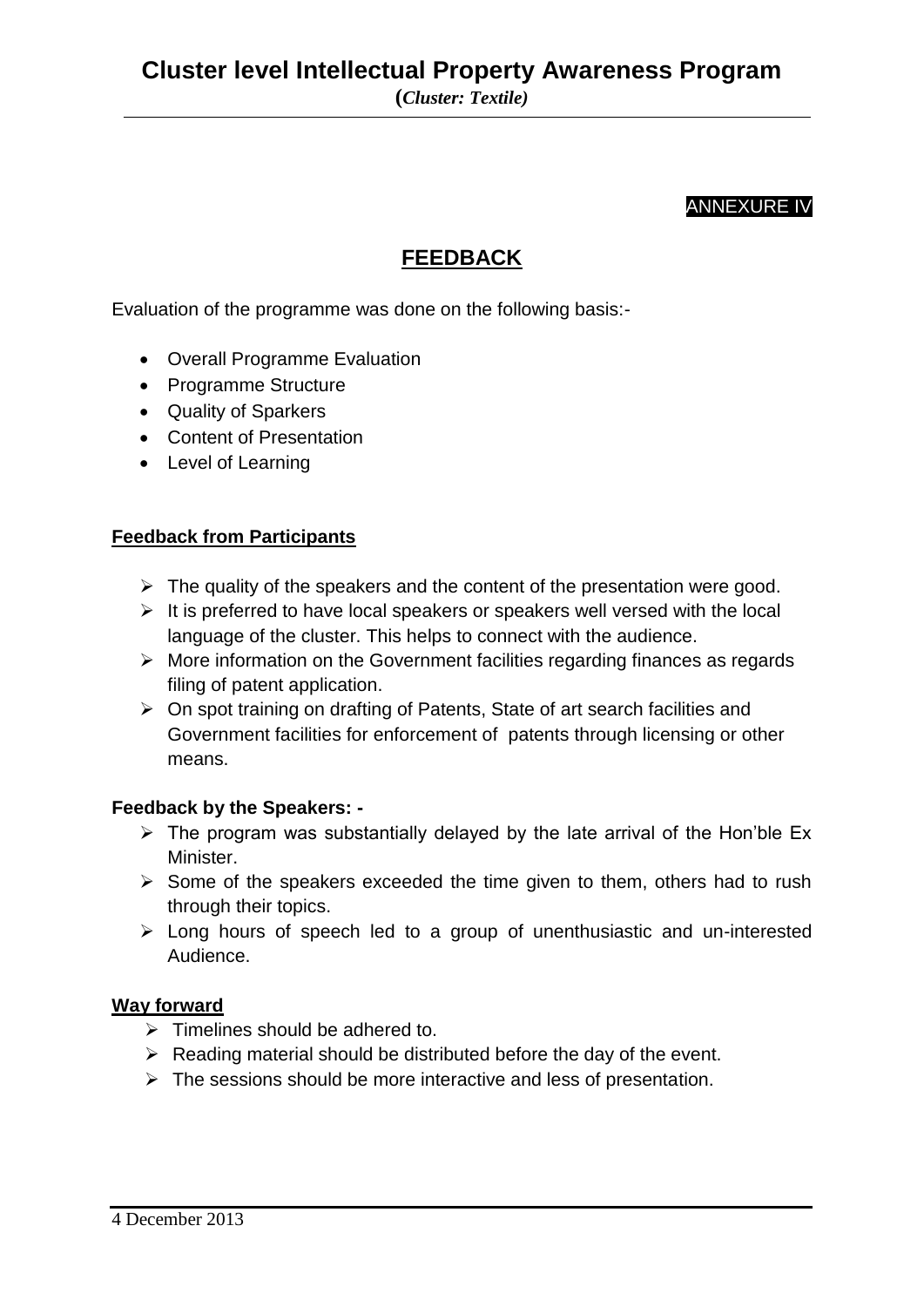ANNEXURE IV

## FEEDBACK

Evaluation of the programme was done on the following basis:-

- Overall Programme Evaluation
- Programme Structure
- Quality of Sparkers
- Content of Presentation
- Level of Learning

**Feedback from Participants**

- The quality of the speakers and the content of the presentation were good.
- It is preferred to have local speakers or speakers well versed with the local language of the cluster. This helps to connect with the audience.
- More information on the Government facilities regarding finances as regards filing of patent application.
- On spot training on drafting of Patents, State of art search facilities and Government facilities for enforcement of patents through licensing or other means.

**Feedback by the Speakers: -**

- The program was substantially delayed by the late arrival of the Hon'ble Ex Minister.
- Some of the speakers exceeded the time given to them, others had to rush through their topics.
- Long hours of speech led to a group of unenthusiastic and un-interested Audience.

**Way forward**

- Timelines should be adhered to.
- Reading material should be distributed before the day of the event.
- The sessions should be more interactive and less of presentation.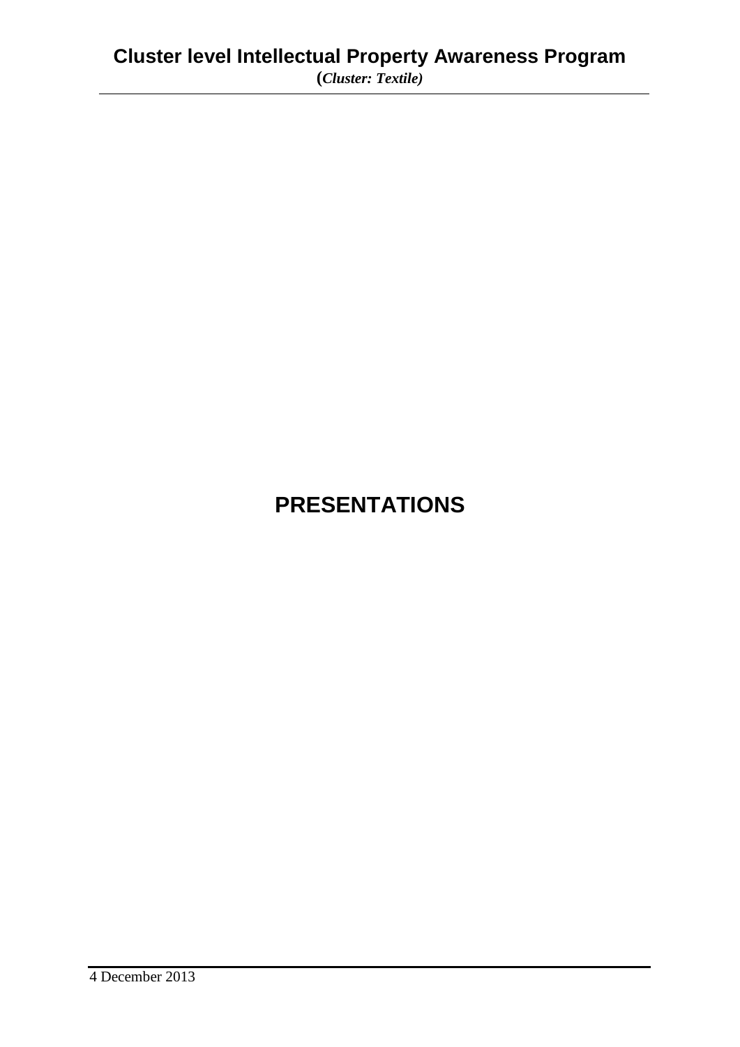# PRESENTATIONS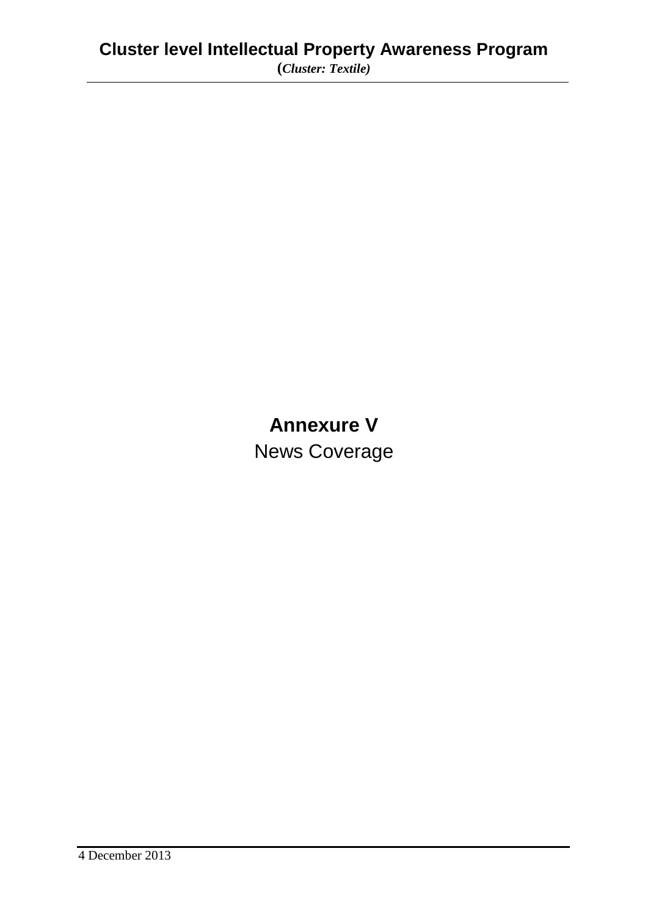# Annexure V

News Coverage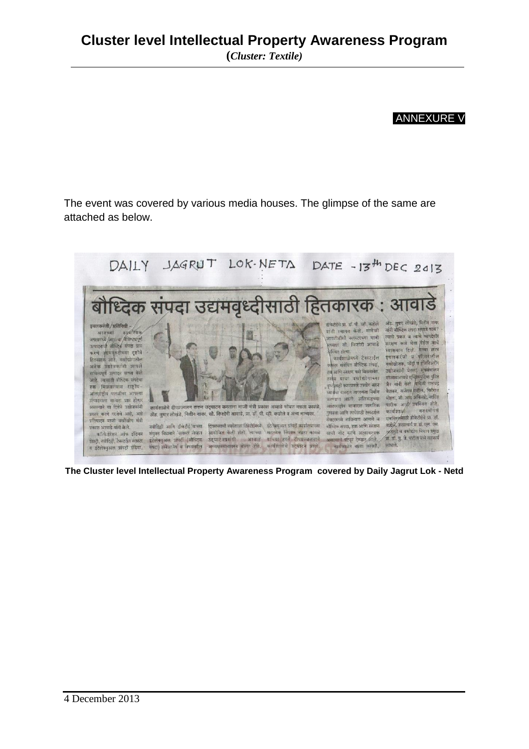ANNEXURE V

The event was covered by various media houses. The glimpse of the same are attached as below.

DAILY JAGRUT LOK-NETA DATE - 13th DEC 2013

# बौध्दिक संपदा उद्यमवृध्दीसाठी हितकारक : आवाडे

कार्यशाळेचे दीपप्रज्वलन करून उद्घाटन करताना माजी मंत्री प्रकाश आवाडे सोबत नम्रता कावळे, ॲड. तुषार लोखंडे, नितीन नायर, सौ. किशोरी आवाडे, प्रा. डॉ. पी. व्ही. कडोले व अन्य मान्यवर.

**The Cluster level Intellectual Property Awareness Program covered by Daily Jagrut Lok - Netd**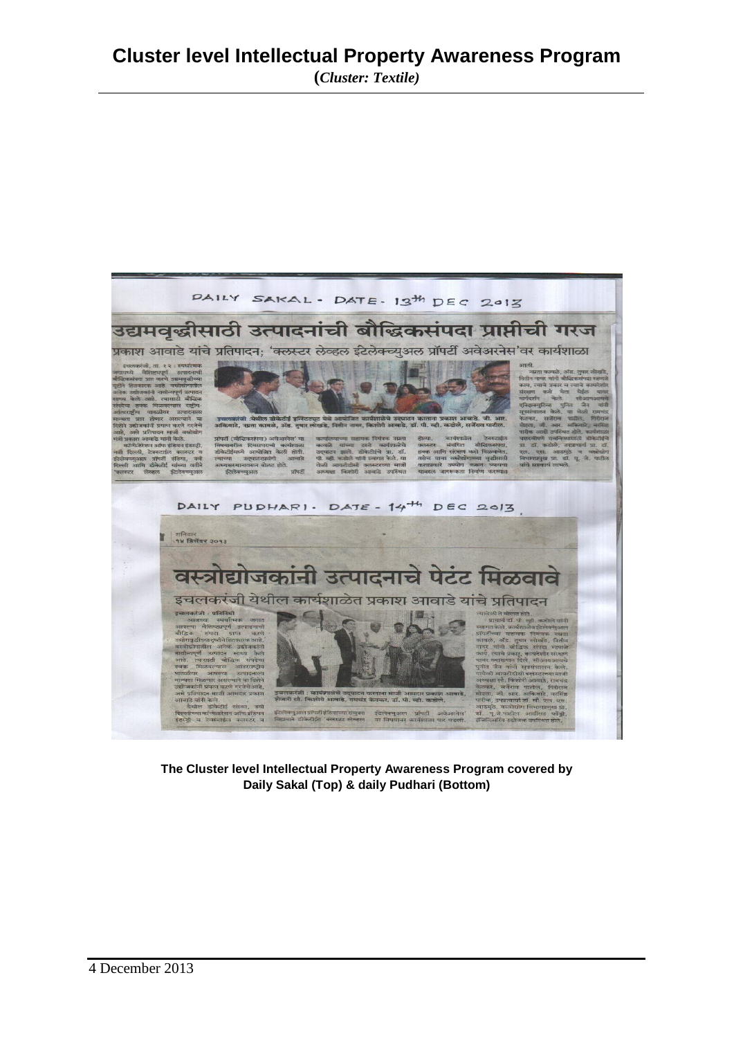# Cluster level Intellectual Property Awareness Program

**(*Cluster: Textile*)**

DAILY SAKAL - DATE - 13th DEC 2013

## उद्यमवृद्धीसाठी उत्पादनांची बौद्धिकसंपदा प्राप्तीची गरज

प्रकाश आवाडे यांचे प्रतिपादन; 'क्लस्टर लेव्हल इंटेलेक्च्युअल प्रॉपर्टी अवेअरनेस'वर कार्यशाळा

DAILY PUDHARI - DATE - 14th DEC 2013

## वस्त्रोद्योजकांनी उत्पादनाचे पेटंट मिळवावे

इचलकरंजी येथील कार्यशाळेत प्रकाश आवाडे यांचे प्रतिपादन

**The Cluster level Intellectual Property Awareness Program covered by Daily Sakal (Top) & daily Pudhari (Bottom)**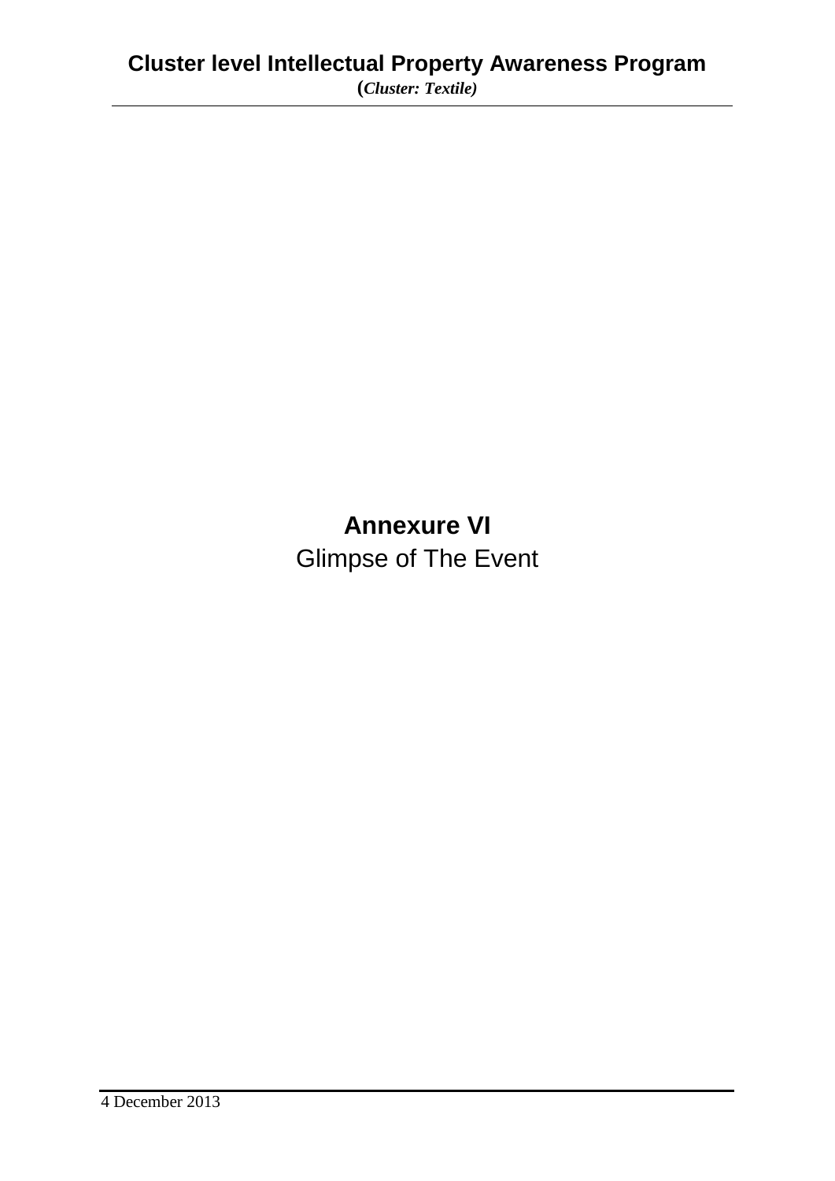# Annexure VI

Glimpse of The Event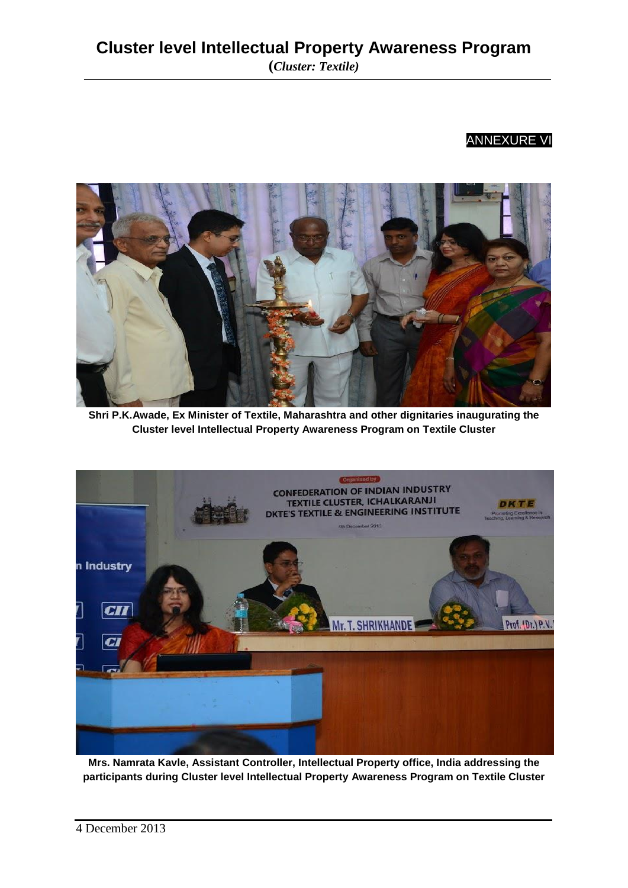ANNEXURE VI

**Shri P.K.Awade, Ex Minister of Textile, Maharashtra and other dignitaries inaugurating the Cluster level Intellectual Property Awareness Program on Textile Cluster**

**Mrs. Namrata Kavle, Assistant Controller, Intellectual Property office, India addressing the participants during Cluster level Intellectual Property Awareness Program on Textile Cluster**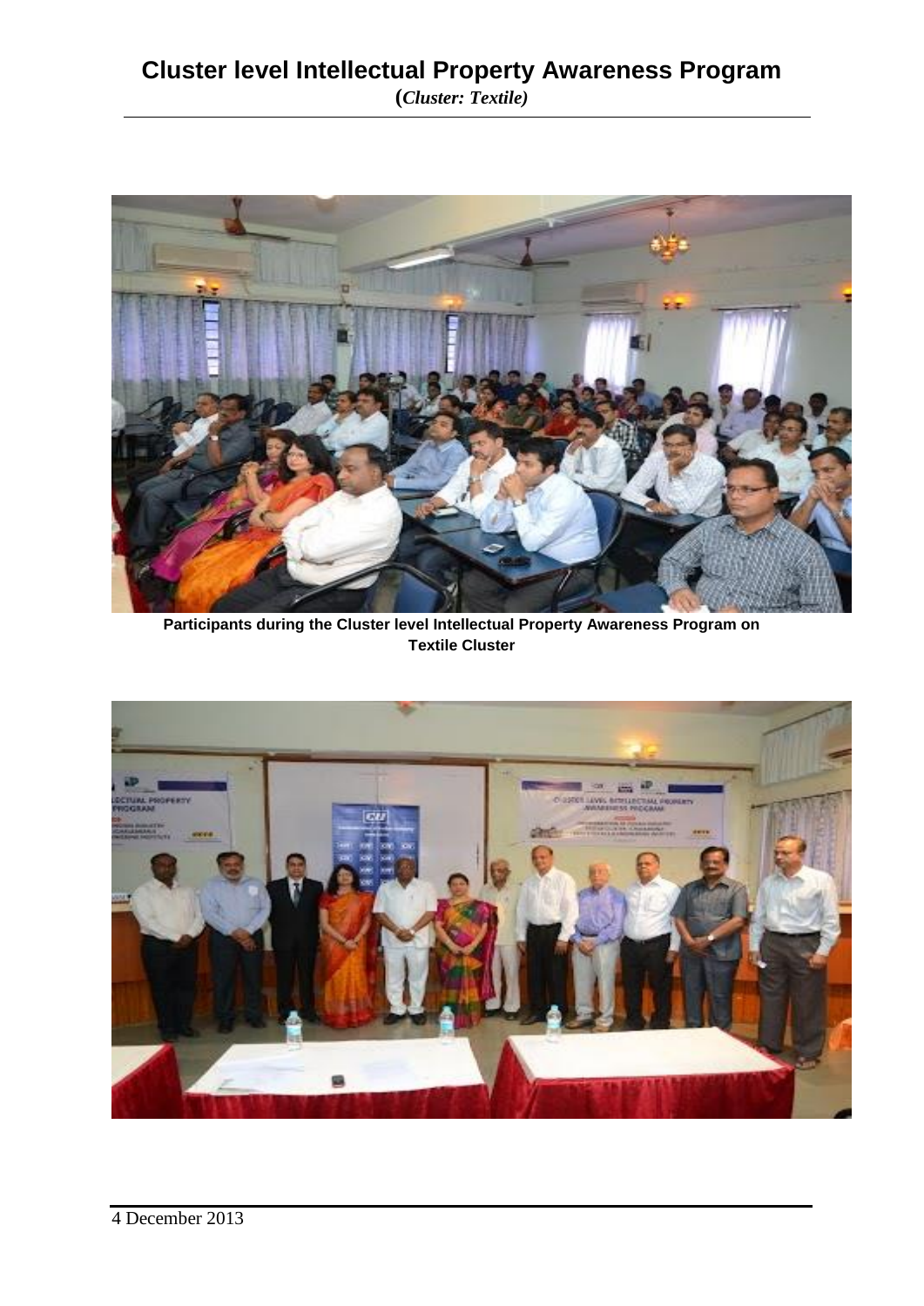# Cluster level Intellectual Property Awareness Program

**(*Cluster: Textile)***

Participants during the Cluster level Intellectual Property Awareness Program on Textile Cluster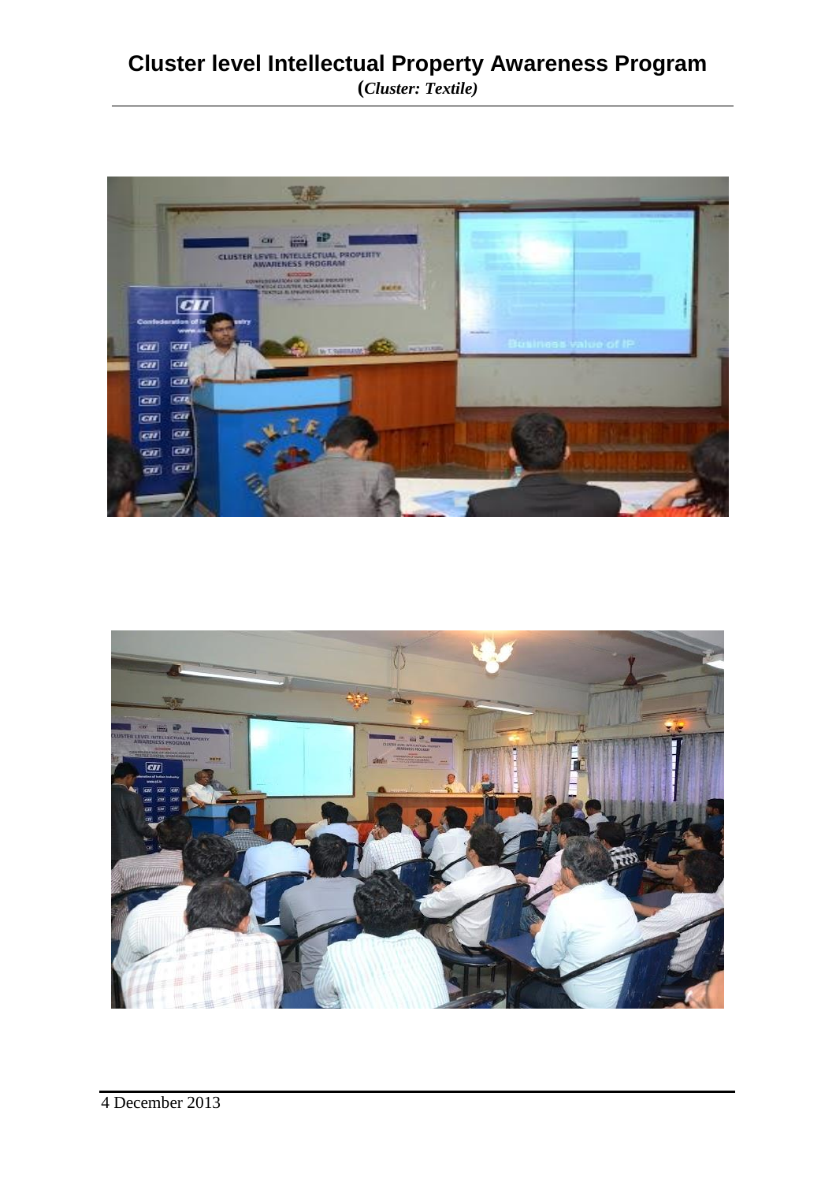# Cluster level Intellectual Property Awareness Program

**(*Cluster: Textile)***

4 December 2013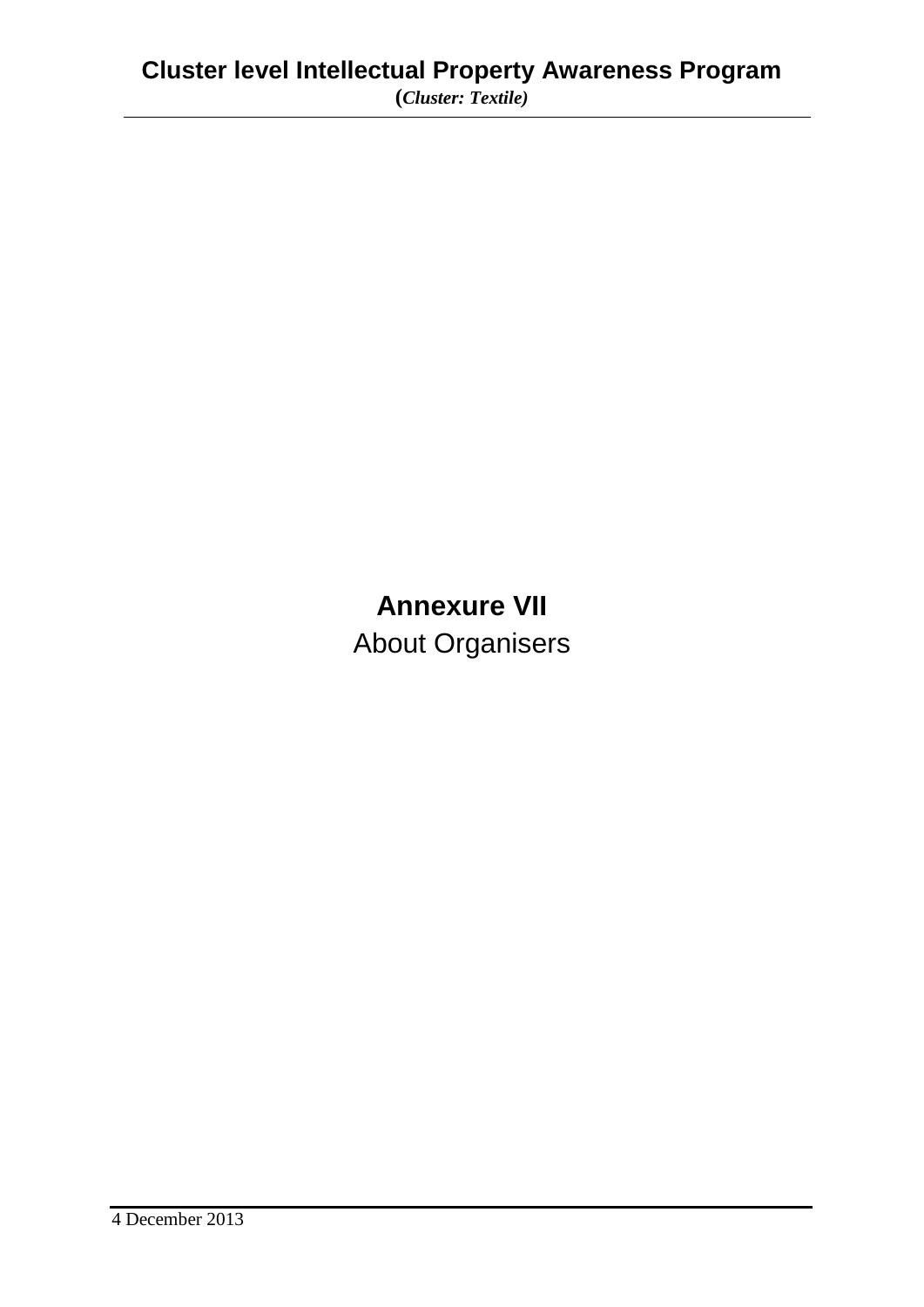# Annexure VII

About Organisers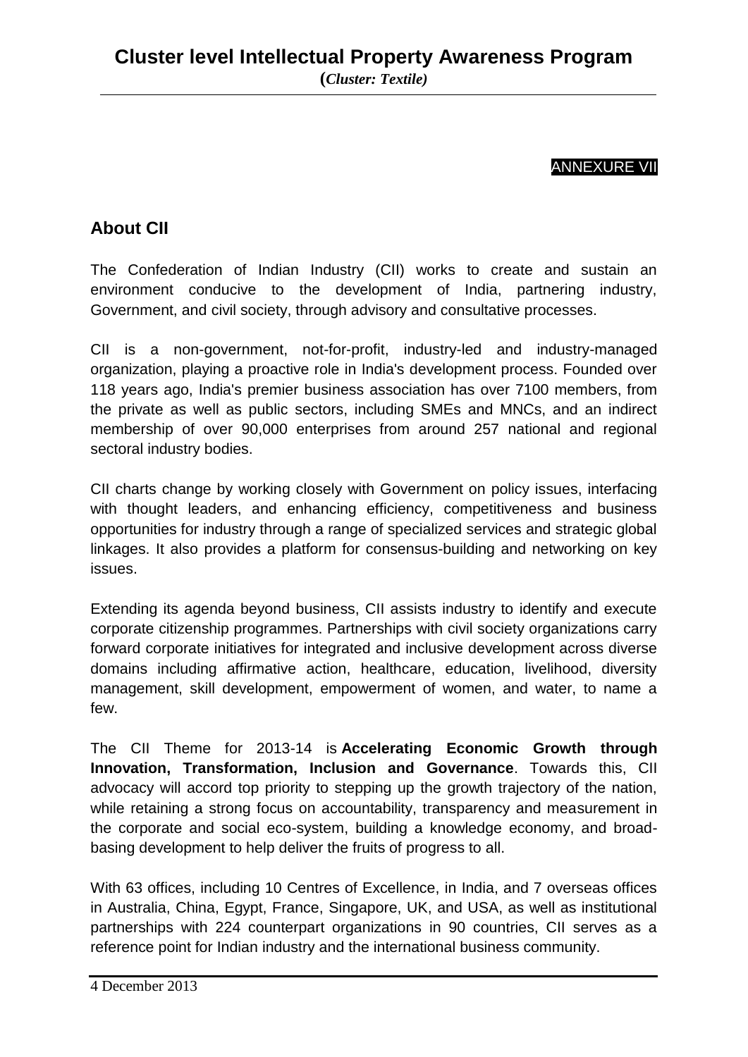ANNEXURE VII

## About CII

The Confederation of Indian Industry (CII) works to create and sustain an environment conducive to the development of India, partnering industry, Government, and civil society, through advisory and consultative processes.

CII is a non-government, not-for-profit, industry-led and industry-managed organization, playing a proactive role in India's development process. Founded over 118 years ago, India's premier business association has over 7100 members, from the private as well as public sectors, including SMEs and MNCs, and an indirect membership of over 90,000 enterprises from around 257 national and regional sectoral industry bodies.

CII charts change by working closely with Government on policy issues, interfacing with thought leaders, and enhancing efficiency, competitiveness and business opportunities for industry through a range of specialized services and strategic global linkages. It also provides a platform for consensus-building and networking on key issues.

Extending its agenda beyond business, CII assists industry to identify and execute corporate citizenship programmes. Partnerships with civil society organizations carry forward corporate initiatives for integrated and inclusive development across diverse domains including affirmative action, healthcare, education, livelihood, diversity management, skill development, empowerment of women, and water, to name a few.

The CII Theme for 2013-14 is **Accelerating Economic Growth through Innovation, Transformation, Inclusion and Governance**. Towards this, CII advocacy will accord top priority to stepping up the growth trajectory of the nation, while retaining a strong focus on accountability, transparency and measurement in the corporate and social eco-system, building a knowledge economy, and broad-basing development to help deliver the fruits of progress to all.

With 63 offices, including 10 Centres of Excellence, in India, and 7 overseas offices in Australia, China, Egypt, France, Singapore, UK, and USA, as well as institutional partnerships with 224 counterpart organizations in 90 countries, CII serves as a reference point for Indian industry and the international business community.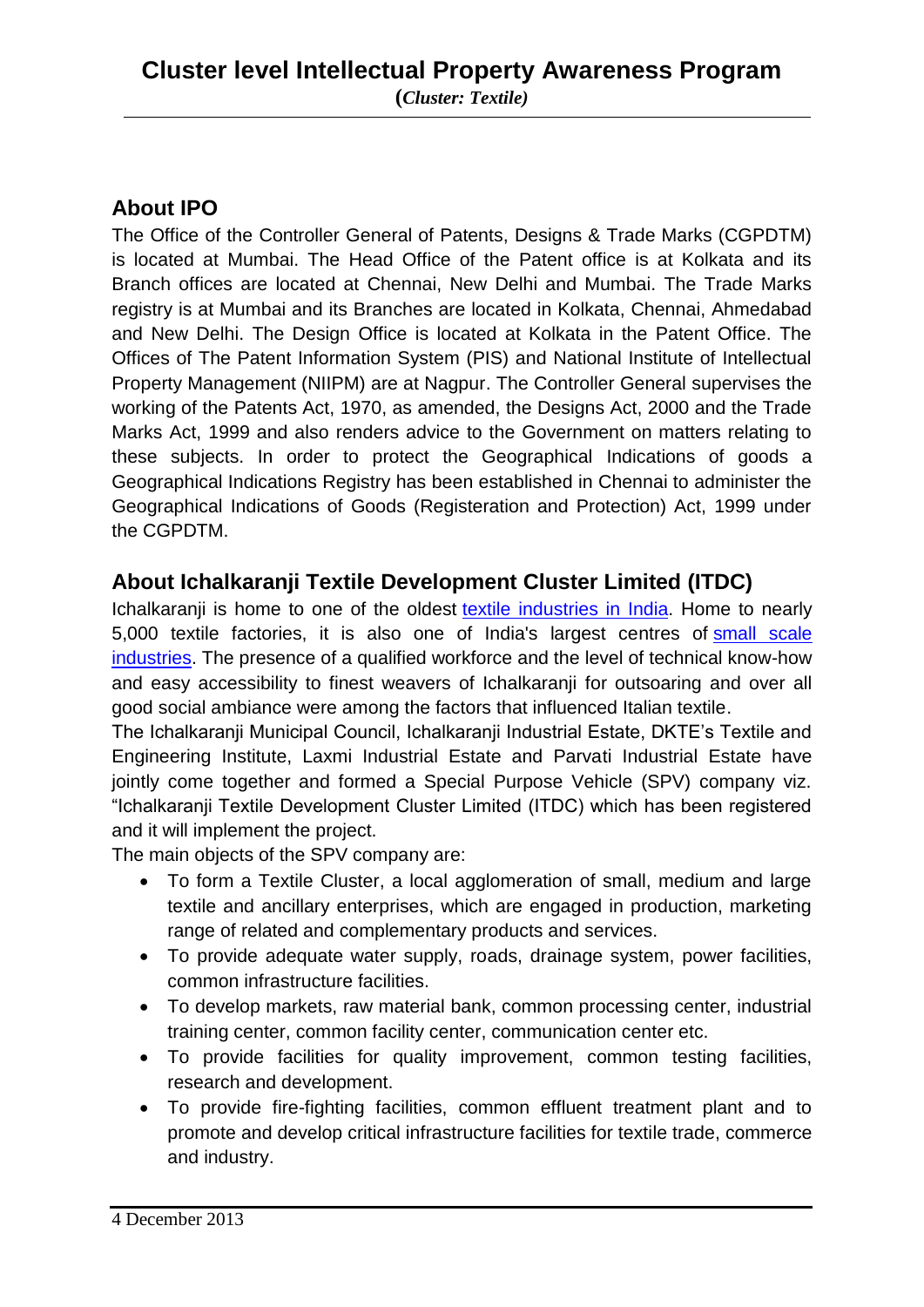# Cluster level Intellectual Property Awareness Program

**(*Cluster: Textile)***

## About IPO

The Office of the Controller General of Patents, Designs & Trade Marks (CGPDTM) is located at Mumbai. The Head Office of the Patent office is at Kolkata and its Branch offices are located at Chennai, New Delhi and Mumbai. The Trade Marks registry is at Mumbai and its Branches are located in Kolkata, Chennai, Ahmedabad and New Delhi. The Design Office is located at Kolkata in the Patent Office. The Offices of The Patent Information System (PIS) and National Institute of Intellectual Property Management (NIIPM) are at Nagpur. The Controller General supervises the working of the Patents Act, 1970, as amended, the Designs Act, 2000 and the Trade Marks Act, 1999 and also renders advice to the Government on matters relating to these subjects. In order to protect the Geographical Indications of goods a Geographical Indications Registry has been established in Chennai to administer the Geographical Indications of Goods (Registeration and Protection) Act, 1999 under the CGPDTM.

## About Ichalkaranji Textile Development Cluster Limited (ITDC)

Ichalkaranji is home to one of the oldest textile industries in India. Home to nearly 5,000 textile factories, it is also one of India's largest centres of small scale industries. The presence of a qualified workforce and the level of technical know-how and easy accessibility to finest weavers of Ichalkaranji for outsoaring and over all good social ambiance were among the factors that influenced Italian textile.

The Ichalkaranji Municipal Council, Ichalkaranji Industrial Estate, DKTE's Textile and Engineering Institute, Laxmi Industrial Estate and Parvati Industrial Estate have jointly come together and formed a Special Purpose Vehicle (SPV) company viz. "Ichalkaranji Textile Development Cluster Limited (ITDC) which has been registered and it will implement the project.

The main objects of the SPV company are:

- To form a Textile Cluster, a local agglomeration of small, medium and large textile and ancillary enterprises, which are engaged in production, marketing range of related and complementary products and services.
- To provide adequate water supply, roads, drainage system, power facilities, common infrastructure facilities.
- To develop markets, raw material bank, common processing center, industrial training center, common facility center, communication center etc.
- To provide facilities for quality improvement, common testing facilities, research and development.
- To provide fire-fighting facilities, common effluent treatment plant and to promote and develop critical infrastructure facilities for textile trade, commerce and industry.

4 December 2013